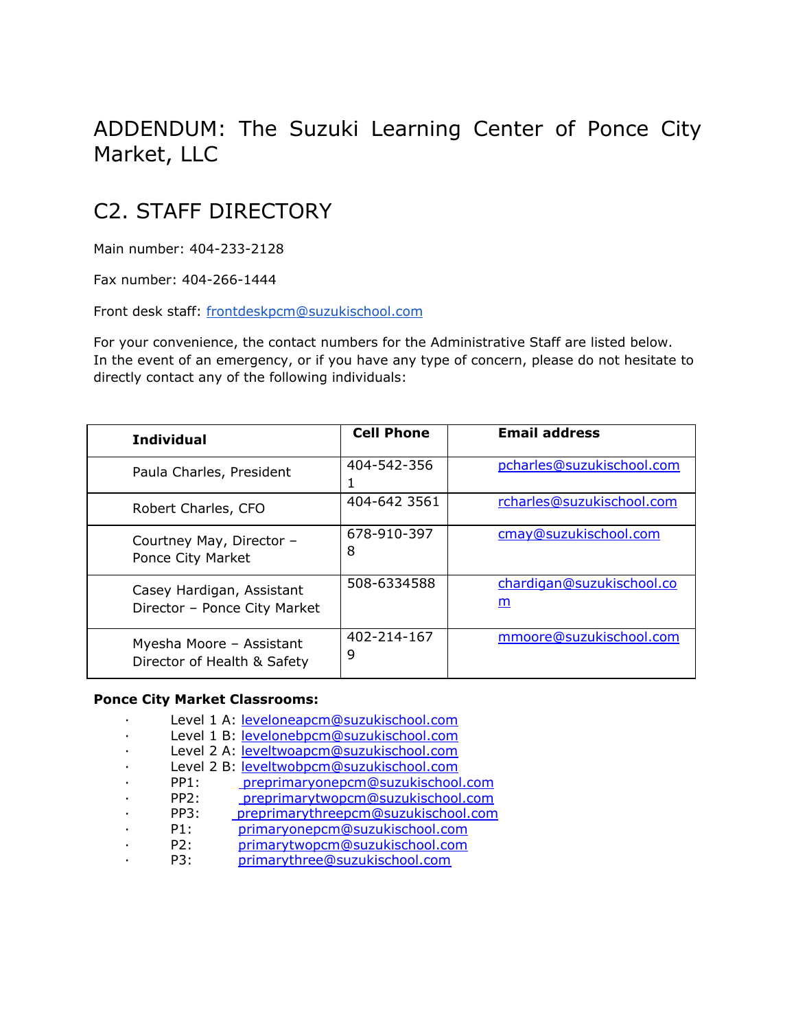# ADDENDUM: The Suzuki Learning Center of Ponce City Market, LLC

## C2. STAFF DIRECTORY

Main number: 404-233-2128

Fax number: 404-266-1444

Front desk staff: frontdeskpcm@suzukischool.com

For your convenience, the contact numbers for the Administrative Staff are listed below. In the event of an emergency, or if you have any type of concern, please do not hesitate to directly contact any of the following individuals:

| Individual | Cell Phone | Email address |
|---|---|---|
| Paula Charles, President | 404-542-3561 | pcharles@suzukischool.com |
| Robert Charles, CFO | 404-642 3561 | rcharles@suzukischool.com |
| Courtney May, Director – Ponce City Market | 678-910-3978 | cmay@suzukischool.com |
| Casey Hardigan, Assistant Director – Ponce City Market | 508-6334588 | chardigan@suzukischool.com |
| Myesha Moore – Assistant Director of Health & Safety | 402-214-1679 | mmoore@suzukischool.com |

**Ponce City Market Classrooms:**

- Level 1 A: leveloneapcm@suzukischool.com
- Level 1 B: levelonebpcm@suzukischool.com
- Level 2 A: leveltwoapcm@suzukischool.com
- Level 2 B: leveltwobpcm@suzukischool.com
- PP1: preprimaryonepcm@suzukischool.com
- PP2: preprimarytwopcm@suzukischool.com
- PP3: preprimarythreepcm@suzukischool.com
- P1: primaryonepcm@suzukischool.com
- P2: primarytwopcm@suzukischool.com
- P3: primarythree@suzukischool.com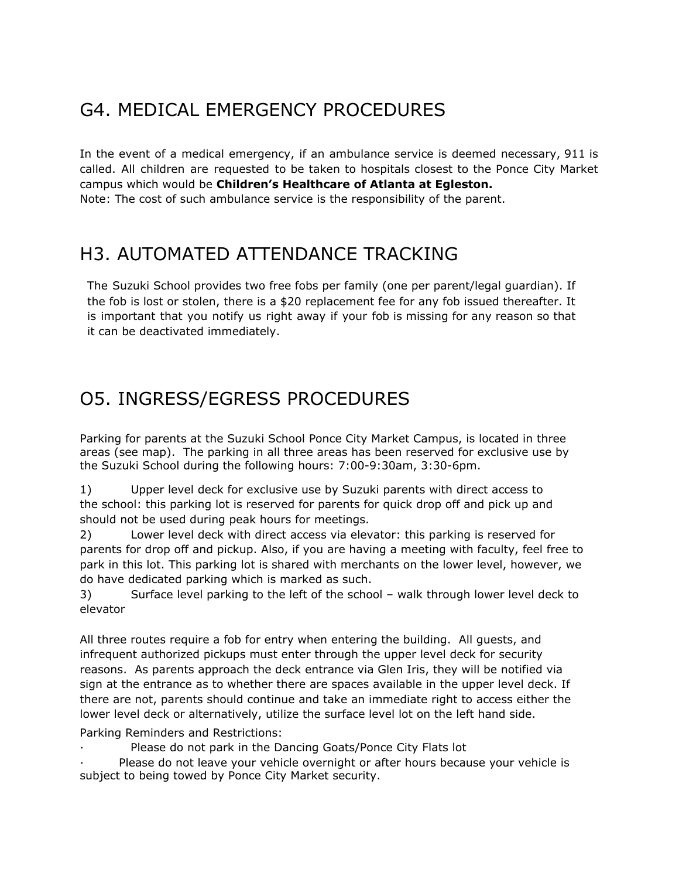## G4. MEDICAL EMERGENCY PROCEDURES

In the event of a medical emergency, if an ambulance service is deemed necessary, 911 is called. All children are requested to be taken to hospitals closest to the Ponce City Market campus which would be **Children's Healthcare of Atlanta at Egleston.**
Note: The cost of such ambulance service is the responsibility of the parent.

## H3. AUTOMATED ATTENDANCE TRACKING

The Suzuki School provides two free fobs per family (one per parent/legal guardian). If the fob is lost or stolen, there is a $20 replacement fee for any fob issued thereafter. It is important that you notify us right away if your fob is missing for any reason so that it can be deactivated immediately.

## O5. INGRESS/EGRESS PROCEDURES

Parking for parents at the Suzuki School Ponce City Market Campus, is located in three areas (see map). The parking in all three areas has been reserved for exclusive use by the Suzuki School during the following hours: 7:00-9:30am, 3:30-6pm.

1) Upper level deck for exclusive use by Suzuki parents with direct access to the school: this parking lot is reserved for parents for quick drop off and pick up and should not be used during peak hours for meetings.
2) Lower level deck with direct access via elevator: this parking is reserved for parents for drop off and pickup. Also, if you are having a meeting with faculty, feel free to park in this lot. This parking lot is shared with merchants on the lower level, however, we do have dedicated parking which is marked as such.
3) Surface level parking to the left of the school – walk through lower level deck to elevator

All three routes require a fob for entry when entering the building. All guests, and infrequent authorized pickups must enter through the upper level deck for security reasons. As parents approach the deck entrance via Glen Iris, they will be notified via sign at the entrance as to whether there are spaces available in the upper level deck. If there are not, parents should continue and take an immediate right to access either the lower level deck or alternatively, utilize the surface level lot on the left hand side.

Parking Reminders and Restrictions:

- Please do not park in the Dancing Goats/Ponce City Flats lot
- Please do not leave your vehicle overnight or after hours because your vehicle is subject to being towed by Ponce City Market security.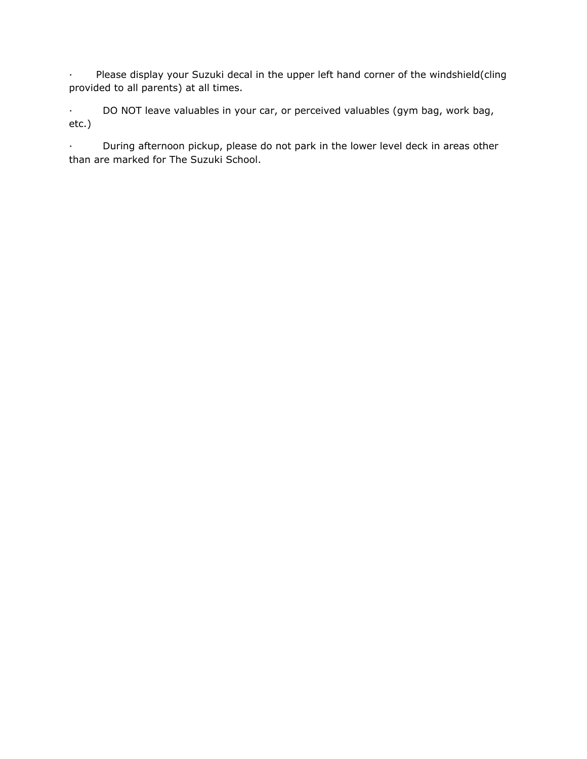- Please display your Suzuki decal in the upper left hand corner of the windshield(cling provided to all parents) at all times.
- DO NOT leave valuables in your car, or perceived valuables (gym bag, work bag, etc.)
- During afternoon pickup, please do not park in the lower level deck in areas other than are marked for The Suzuki School.